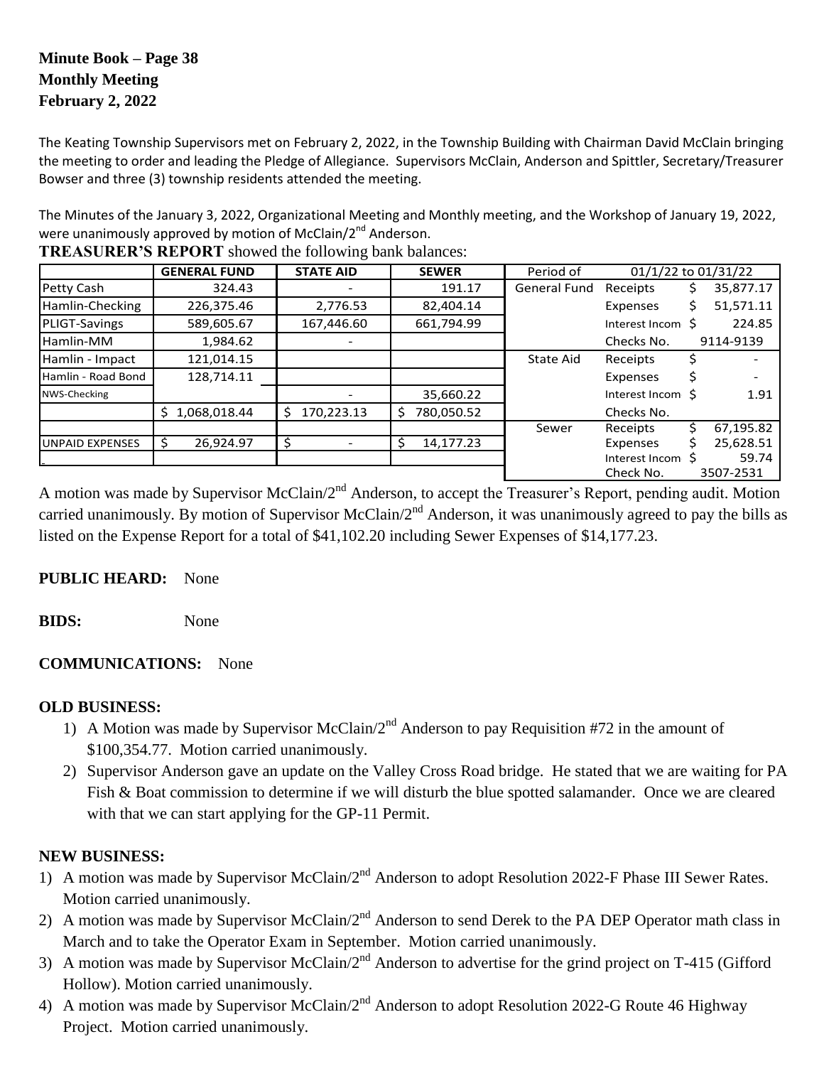**Minute Book – Page 38**
**Monthly Meeting**
**February 2, 2022**

The Keating Township Supervisors met on February 2, 2022, in the Township Building with Chairman David McClain bringing the meeting to order and leading the Pledge of Allegiance. Supervisors McClain, Anderson and Spittler, Secretary/Treasurer Bowser and three (3) township residents attended the meeting.

The Minutes of the January 3, 2022, Organizational Meeting and Monthly meeting, and the Workshop of January 19, 2022, were unanimously approved by motion of McClain/2nd Anderson.

**TREASURER'S REPORT** showed the following bank balances:

| | GENERAL FUND | STATE AID | SEWER | Period of | 01/1/22 to 01/31/22 | |
|---|---|---|---|---|---|---|
| Petty Cash | 324.43 | - | 191.17 | General Fund | Receipts | $ 35,877.17 |
| Hamlin-Checking | 226,375.46 | 2,776.53 | 82,404.14 | | Expenses | $ 51,571.11 |
| PLIGT-Savings | 589,605.67 | 167,446.60 | 661,794.99 | | Interest Incom | $ 224.85 |
| Hamlin-MM | 1,984.62 | - | | | Checks No. | 9114-9139 |
| Hamlin - Impact | 121,014.15 | | | State Aid | Receipts | $ - |
| Hamlin - Road Bond | 128,714.11 | | | | Expenses | $ - |
| NWS-Checking | | - | 35,660.22 | | Interest Incom | $ 1.91 |
| | $ 1,068,018.44 | $ 170,223.13 | $ 780,050.52 | | Checks No. | |
| | | | | Sewer | Receipts | $ 67,195.82 |
| UNPAID EXPENSES | $ 26,924.97 | $ - | $ 14,177.23 | | Expenses | $ 25,628.51 |
| | | | | | Interest Incom | $ 59.74 |
| | | | | | Check No. | 3507-2531 |

A motion was made by Supervisor McClain/2nd Anderson, to accept the Treasurer's Report, pending audit. Motion carried unanimously. By motion of Supervisor McClain/2nd Anderson, it was unanimously agreed to pay the bills as listed on the Expense Report for a total of $41,102.20 including Sewer Expenses of $14,177.23.

**PUBLIC HEARD:** None

**BIDS:** None

**COMMUNICATIONS:** None

**OLD BUSINESS:**

1) A Motion was made by Supervisor McClain/2nd Anderson to pay Requisition #72 in the amount of $100,354.77. Motion carried unanimously.
2) Supervisor Anderson gave an update on the Valley Cross Road bridge. He stated that we are waiting for PA Fish & Boat commission to determine if we will disturb the blue spotted salamander. Once we are cleared with that we can start applying for the GP-11 Permit.

**NEW BUSINESS:**

1) A motion was made by Supervisor McClain/2nd Anderson to adopt Resolution 2022-F Phase III Sewer Rates. Motion carried unanimously.
2) A motion was made by Supervisor McClain/2nd Anderson to send Derek to the PA DEP Operator math class in March and to take the Operator Exam in September. Motion carried unanimously.
3) A motion was made by Supervisor McClain/2nd Anderson to advertise for the grind project on T-415 (Gifford Hollow). Motion carried unanimously.
4) A motion was made by Supervisor McClain/2nd Anderson to adopt Resolution 2022-G Route 46 Highway Project. Motion carried unanimously.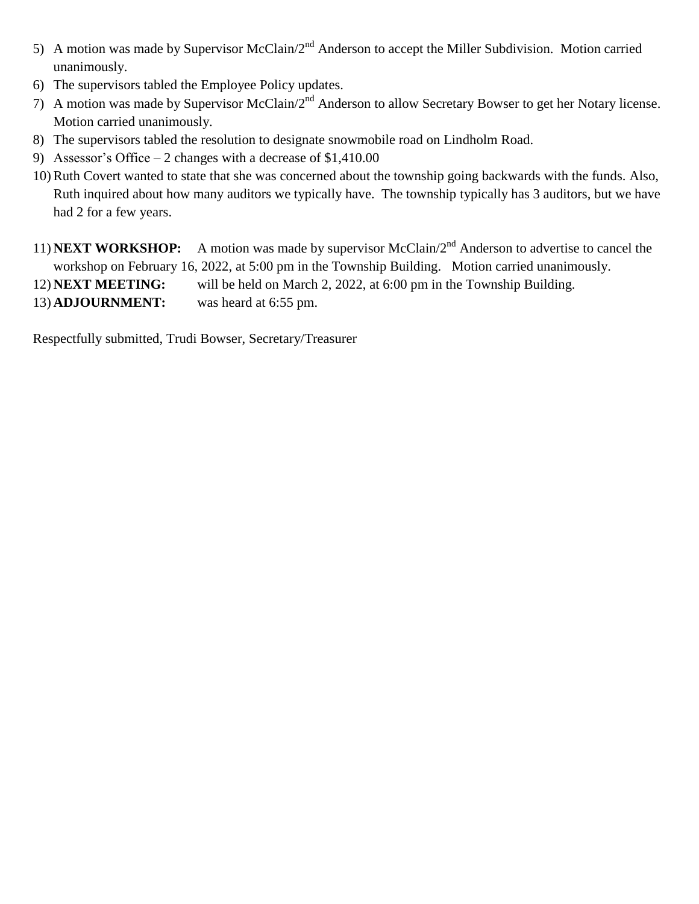5) A motion was made by Supervisor McClain/2nd Anderson to accept the Miller Subdivision. Motion carried unanimously.
6) The supervisors tabled the Employee Policy updates.
7) A motion was made by Supervisor McClain/2nd Anderson to allow Secretary Bowser to get her Notary license. Motion carried unanimously.
8) The supervisors tabled the resolution to designate snowmobile road on Lindholm Road.
9) Assessor's Office – 2 changes with a decrease of $1,410.00
10) Ruth Covert wanted to state that she was concerned about the township going backwards with the funds. Also, Ruth inquired about how many auditors we typically have. The township typically has 3 auditors, but we have had 2 for a few years.

11) **NEXT WORKSHOP:** A motion was made by supervisor McClain/2nd Anderson to advertise to cancel the workshop on February 16, 2022, at 5:00 pm in the Township Building. Motion carried unanimously.
12) **NEXT MEETING:** will be held on March 2, 2022, at 6:00 pm in the Township Building.
13) **ADJOURNMENT:** was heard at 6:55 pm.

Respectfully submitted, Trudi Bowser, Secretary/Treasurer